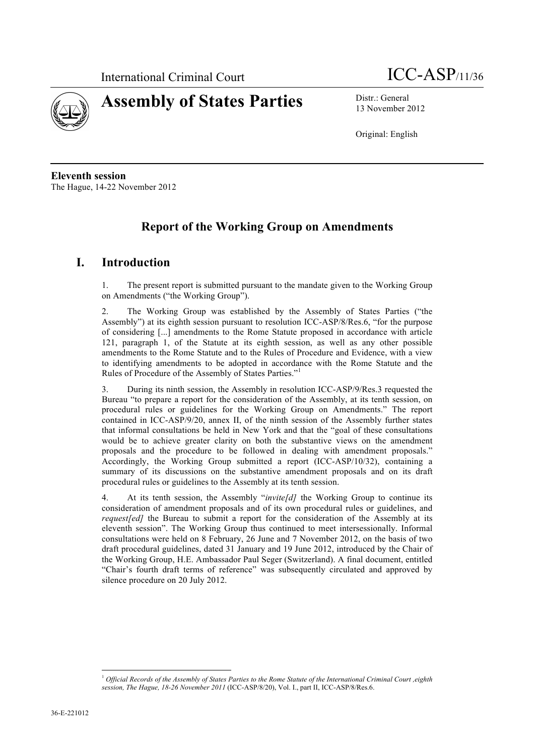International Criminal Court

ICC-ASP/11/36

# Assembly of States Parties

Distr.: General
13 November 2012

Original: English

**Eleventh session**
The Hague, 14-22 November 2012

## Report of the Working Group on Amendments

## I. Introduction

1. The present report is submitted pursuant to the mandate given to the Working Group on Amendments ("the Working Group").

2. The Working Group was established by the Assembly of States Parties ("the Assembly") at its eighth session pursuant to resolution ICC-ASP/8/Res.6, "for the purpose of considering [...] amendments to the Rome Statute proposed in accordance with article 121, paragraph 1, of the Statute at its eighth session, as well as any other possible amendments to the Rome Statute and to the Rules of Procedure and Evidence, with a view to identifying amendments to be adopted in accordance with the Rome Statute and the Rules of Procedure of the Assembly of States Parties."[1]

3. During its ninth session, the Assembly in resolution ICC-ASP/9/Res.3 requested the Bureau "to prepare a report for the consideration of the Assembly, at its tenth session, on procedural rules or guidelines for the Working Group on Amendments." The report contained in ICC-ASP/9/20, annex II, of the ninth session of the Assembly further states that informal consultations be held in New York and that the "goal of these consultations would be to achieve greater clarity on both the substantive views on the amendment proposals and the procedure to be followed in dealing with amendment proposals." Accordingly, the Working Group submitted a report (ICC-ASP/10/32), containing a summary of its discussions on the substantive amendment proposals and on its draft procedural rules or guidelines to the Assembly at its tenth session.

4. At its tenth session, the Assembly "*invite[d]* the Working Group to continue its consideration of amendment proposals and of its own procedural rules or guidelines, and *request[ed]* the Bureau to submit a report for the consideration of the Assembly at its eleventh session". The Working Group thus continued to meet intersessionally. Informal consultations were held on 8 February, 26 June and 7 November 2012, on the basis of two draft procedural guidelines, dated 31 January and 19 June 2012, introduced by the Chair of the Working Group, H.E. Ambassador Paul Seger (Switzerland). A final document, entitled "Chair's fourth draft terms of reference" was subsequently circulated and approved by silence procedure on 20 July 2012.

---

[1] *Official Records of the Assembly of States Parties to the Rome Statute of the International Criminal Court ,eighth session, The Hague, 18-26 November 2011* (ICC-ASP/8/20), Vol. I., part II, ICC-ASP/8/Res.6.

36-E-221012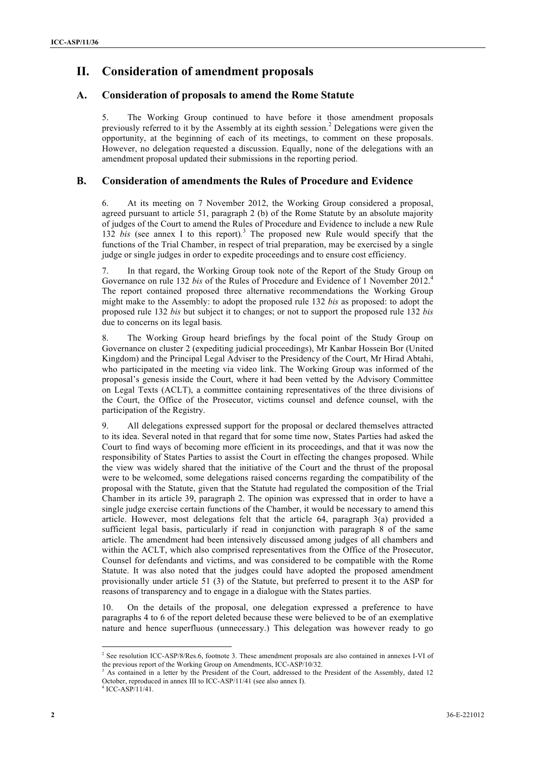# II. Consideration of amendment proposals

## A. Consideration of proposals to amend the Rome Statute

5. The Working Group continued to have before it those amendment proposals previously referred to it by the Assembly at its eighth session.[2] Delegations were given the opportunity, at the beginning of each of its meetings, to comment on these proposals. However, no delegation requested a discussion. Equally, none of the delegations with an amendment proposal updated their submissions in the reporting period.

## B. Consideration of amendments the Rules of Procedure and Evidence

6. At its meeting on 7 November 2012, the Working Group considered a proposal, agreed pursuant to article 51, paragraph 2 (b) of the Rome Statute by an absolute majority of judges of the Court to amend the Rules of Procedure and Evidence to include a new Rule 132 *bis* (see annex I to this report).[3] The proposed new Rule would specify that the functions of the Trial Chamber, in respect of trial preparation, may be exercised by a single judge or single judges in order to expedite proceedings and to ensure cost efficiency.

7. In that regard, the Working Group took note of the Report of the Study Group on Governance on rule 132 *bis* of the Rules of Procedure and Evidence of 1 November 2012.[4] The report contained proposed three alternative recommendations the Working Group might make to the Assembly: to adopt the proposed rule 132 *bis* as proposed: to adopt the proposed rule 132 *bis* but subject it to changes; or not to support the proposed rule 132 *bis* due to concerns on its legal basis.

8. The Working Group heard briefings by the focal point of the Study Group on Governance on cluster 2 (expediting judicial proceedings), Mr Kanbar Hossein Bor (United Kingdom) and the Principal Legal Adviser to the Presidency of the Court, Mr Hirad Abtahi, who participated in the meeting via video link. The Working Group was informed of the proposal's genesis inside the Court, where it had been vetted by the Advisory Committee on Legal Texts (ACLT), a committee containing representatives of the three divisions of the Court, the Office of the Prosecutor, victims counsel and defence counsel, with the participation of the Registry.

9. All delegations expressed support for the proposal or declared themselves attracted to its idea. Several noted in that regard that for some time now, States Parties had asked the Court to find ways of becoming more efficient in its proceedings, and that it was now the responsibility of States Parties to assist the Court in effecting the changes proposed. While the view was widely shared that the initiative of the Court and the thrust of the proposal were to be welcomed, some delegations raised concerns regarding the compatibility of the proposal with the Statute, given that the Statute had regulated the composition of the Trial Chamber in its article 39, paragraph 2. The opinion was expressed that in order to have a single judge exercise certain functions of the Chamber, it would be necessary to amend this article. However, most delegations felt that the article 64, paragraph 3(a) provided a sufficient legal basis, particularly if read in conjunction with paragraph 8 of the same article. The amendment had been intensively discussed among judges of all chambers and within the ACLT, which also comprised representatives from the Office of the Prosecutor, Counsel for defendants and victims, and was considered to be compatible with the Rome Statute. It was also noted that the judges could have adopted the proposed amendment provisionally under article 51 (3) of the Statute, but preferred to present it to the ASP for reasons of transparency and to engage in a dialogue with the States parties.

10. On the details of the proposal, one delegation expressed a preference to have paragraphs 4 to 6 of the report deleted because these were believed to be of an exemplative nature and hence superfluous (unnecessary.) This delegation was however ready to go

---

[2] See resolution ICC-ASP/8/Res.6, footnote 3. These amendment proposals are also contained in annexes I-VI of the previous report of the Working Group on Amendments, ICC-ASP/10/32.

[3] As contained in a letter by the President of the Court, addressed to the President of the Assembly, dated 12 October, reproduced in annex III to ICC-ASP/11/41 (see also annex I).

[4] ICC-ASP/11/41.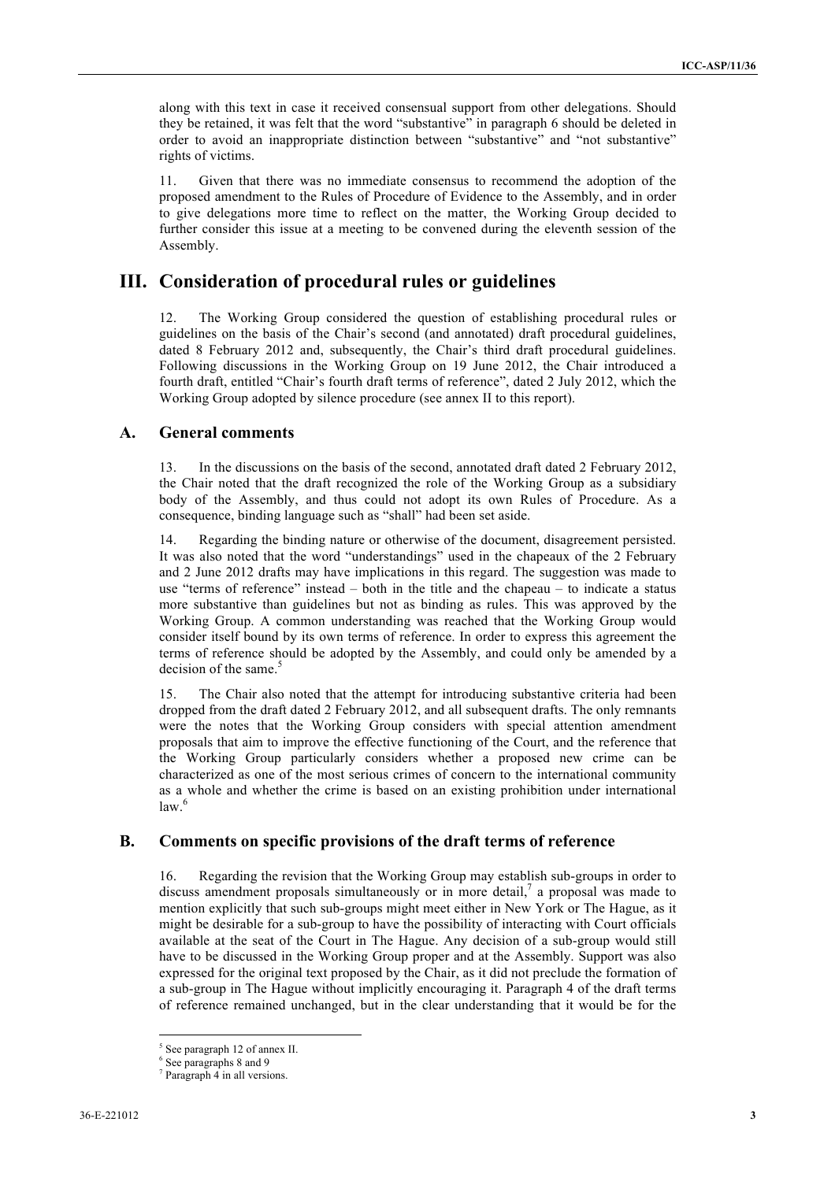along with this text in case it received consensual support from other delegations. Should they be retained, it was felt that the word "substantive" in paragraph 6 should be deleted in order to avoid an inappropriate distinction between "substantive" and "not substantive" rights of victims.

11. Given that there was no immediate consensus to recommend the adoption of the proposed amendment to the Rules of Procedure of Evidence to the Assembly, and in order to give delegations more time to reflect on the matter, the Working Group decided to further consider this issue at a meeting to be convened during the eleventh session of the Assembly.

# III. Consideration of procedural rules or guidelines

12. The Working Group considered the question of establishing procedural rules or guidelines on the basis of the Chair's second (and annotated) draft procedural guidelines, dated 8 February 2012 and, subsequently, the Chair's third draft procedural guidelines. Following discussions in the Working Group on 19 June 2012, the Chair introduced a fourth draft, entitled "Chair's fourth draft terms of reference", dated 2 July 2012, which the Working Group adopted by silence procedure (see annex II to this report).

## A. General comments

13. In the discussions on the basis of the second, annotated draft dated 2 February 2012, the Chair noted that the draft recognized the role of the Working Group as a subsidiary body of the Assembly, and thus could not adopt its own Rules of Procedure. As a consequence, binding language such as "shall" had been set aside.

14. Regarding the binding nature or otherwise of the document, disagreement persisted. It was also noted that the word "understandings" used in the chapeaux of the 2 February and 2 June 2012 drafts may have implications in this regard. The suggestion was made to use "terms of reference" instead – both in the title and the chapeau – to indicate a status more substantive than guidelines but not as binding as rules. This was approved by the Working Group. A common understanding was reached that the Working Group would consider itself bound by its own terms of reference. In order to express this agreement the terms of reference should be adopted by the Assembly, and could only be amended by a decision of the same.[5]

15. The Chair also noted that the attempt for introducing substantive criteria had been dropped from the draft dated 2 February 2012, and all subsequent drafts. The only remnants were the notes that the Working Group considers with special attention amendment proposals that aim to improve the effective functioning of the Court, and the reference that the Working Group particularly considers whether a proposed new crime can be characterized as one of the most serious crimes of concern to the international community as a whole and whether the crime is based on an existing prohibition under international law.[6]

## B. Comments on specific provisions of the draft terms of reference

16. Regarding the revision that the Working Group may establish sub-groups in order to discuss amendment proposals simultaneously or in more detail,[7] a proposal was made to mention explicitly that such sub-groups might meet either in New York or The Hague, as it might be desirable for a sub-group to have the possibility of interacting with Court officials available at the seat of the Court in The Hague. Any decision of a sub-group would still have to be discussed in the Working Group proper and at the Assembly. Support was also expressed for the original text proposed by the Chair, as it did not preclude the formation of a sub-group in The Hague without implicitly encouraging it. Paragraph 4 of the draft terms of reference remained unchanged, but in the clear understanding that it would be for the

---

[5] See paragraph 12 of annex II.

[6] See paragraphs 8 and 9

[7] Paragraph 4 in all versions.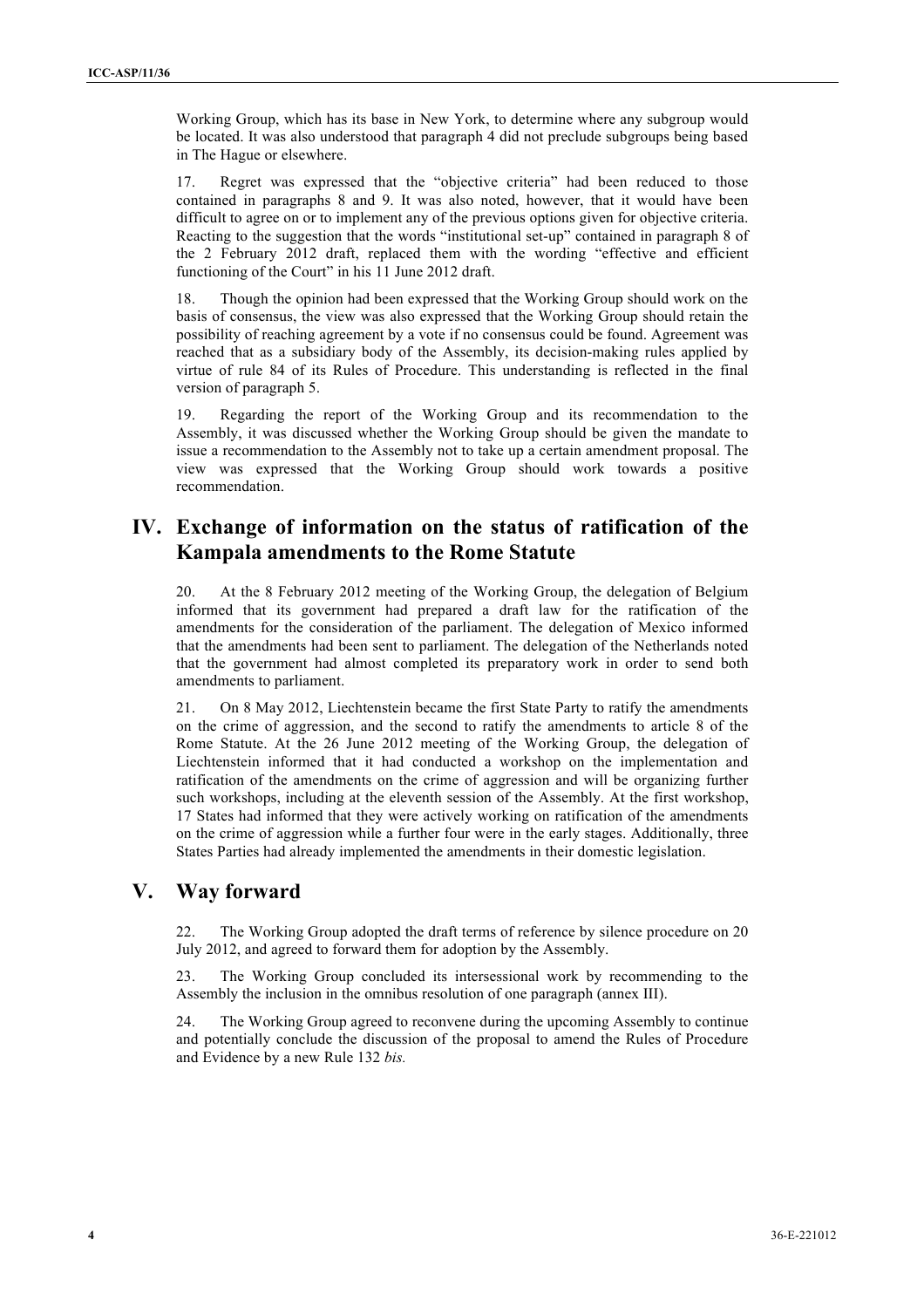Working Group, which has its base in New York, to determine where any subgroup would be located. It was also understood that paragraph 4 did not preclude subgroups being based in The Hague or elsewhere.

17. Regret was expressed that the "objective criteria" had been reduced to those contained in paragraphs 8 and 9. It was also noted, however, that it would have been difficult to agree on or to implement any of the previous options given for objective criteria. Reacting to the suggestion that the words "institutional set-up" contained in paragraph 8 of the 2 February 2012 draft, replaced them with the wording "effective and efficient functioning of the Court" in his 11 June 2012 draft.

18. Though the opinion had been expressed that the Working Group should work on the basis of consensus, the view was also expressed that the Working Group should retain the possibility of reaching agreement by a vote if no consensus could be found. Agreement was reached that as a subsidiary body of the Assembly, its decision-making rules applied by virtue of rule 84 of its Rules of Procedure. This understanding is reflected in the final version of paragraph 5.

19. Regarding the report of the Working Group and its recommendation to the Assembly, it was discussed whether the Working Group should be given the mandate to issue a recommendation to the Assembly not to take up a certain amendment proposal. The view was expressed that the Working Group should work towards a positive recommendation.

## IV. Exchange of information on the status of ratification of the Kampala amendments to the Rome Statute

20. At the 8 February 2012 meeting of the Working Group, the delegation of Belgium informed that its government had prepared a draft law for the ratification of the amendments for the consideration of the parliament. The delegation of Mexico informed that the amendments had been sent to parliament. The delegation of the Netherlands noted that the government had almost completed its preparatory work in order to send both amendments to parliament.

21. On 8 May 2012, Liechtenstein became the first State Party to ratify the amendments on the crime of aggression, and the second to ratify the amendments to article 8 of the Rome Statute. At the 26 June 2012 meeting of the Working Group, the delegation of Liechtenstein informed that it had conducted a workshop on the implementation and ratification of the amendments on the crime of aggression and will be organizing further such workshops, including at the eleventh session of the Assembly. At the first workshop, 17 States had informed that they were actively working on ratification of the amendments on the crime of aggression while a further four were in the early stages. Additionally, three States Parties had already implemented the amendments in their domestic legislation.

## V. Way forward

22. The Working Group adopted the draft terms of reference by silence procedure on 20 July 2012, and agreed to forward them for adoption by the Assembly.

23. The Working Group concluded its intersessional work by recommending to the Assembly the inclusion in the omnibus resolution of one paragraph (annex III).

24. The Working Group agreed to reconvene during the upcoming Assembly to continue and potentially conclude the discussion of the proposal to amend the Rules of Procedure and Evidence by a new Rule 132 *bis.*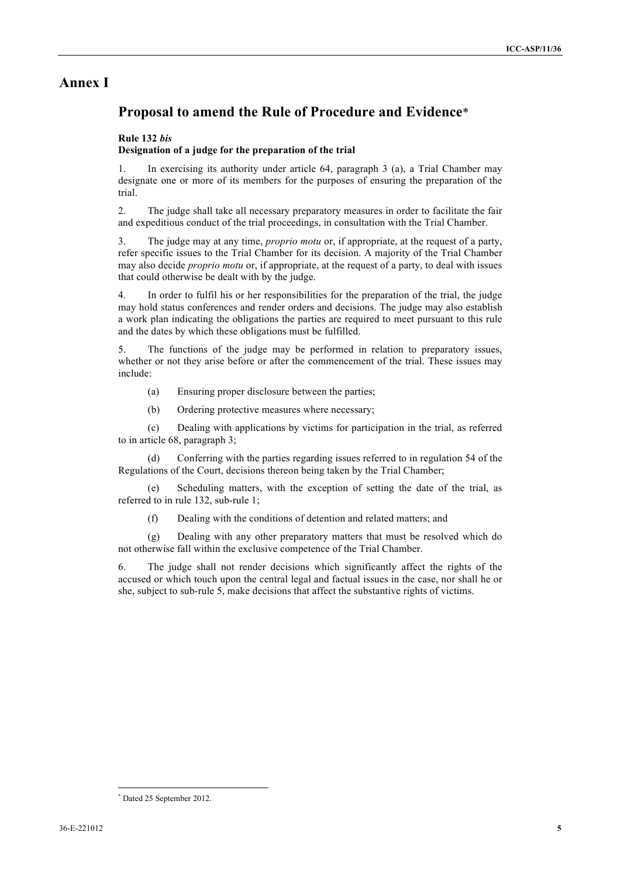# Annex I

## Proposal to amend the Rule of Procedure and Evidence*

**Rule 132 *bis***
**Designation of a judge for the preparation of the trial**

1. In exercising its authority under article 64, paragraph 3 (a), a Trial Chamber may designate one or more of its members for the purposes of ensuring the preparation of the trial.

2. The judge shall take all necessary preparatory measures in order to facilitate the fair and expeditious conduct of the trial proceedings, in consultation with the Trial Chamber.

3. The judge may at any time, *proprio motu* or, if appropriate, at the request of a party, refer specific issues to the Trial Chamber for its decision. A majority of the Trial Chamber may also decide *proprio motu* or, if appropriate, at the request of a party, to deal with issues that could otherwise be dealt with by the judge.

4. In order to fulfil his or her responsibilities for the preparation of the trial, the judge may hold status conferences and render orders and decisions. The judge may also establish a work plan indicating the obligations the parties are required to meet pursuant to this rule and the dates by which these obligations must be fulfilled.

5. The functions of the judge may be performed in relation to preparatory issues, whether or not they arise before or after the commencement of the trial. These issues may include:

   (a) Ensuring proper disclosure between the parties;

   (b) Ordering protective measures where necessary;

   (c) Dealing with applications by victims for participation in the trial, as referred to in article 68, paragraph 3;

   (d) Conferring with the parties regarding issues referred to in regulation 54 of the Regulations of the Court, decisions thereon being taken by the Trial Chamber;

   (e) Scheduling matters, with the exception of setting the date of the trial, as referred to in rule 132, sub-rule 1;

   (f) Dealing with the conditions of detention and related matters; and

   (g) Dealing with any other preparatory matters that must be resolved which do not otherwise fall within the exclusive competence of the Trial Chamber.

6. The judge shall not render decisions which significantly affect the rights of the accused or which touch upon the central legal and factual issues in the case, nor shall he or she, subject to sub-rule 5, make decisions that affect the substantive rights of victims.

---

* Dated 25 September 2012.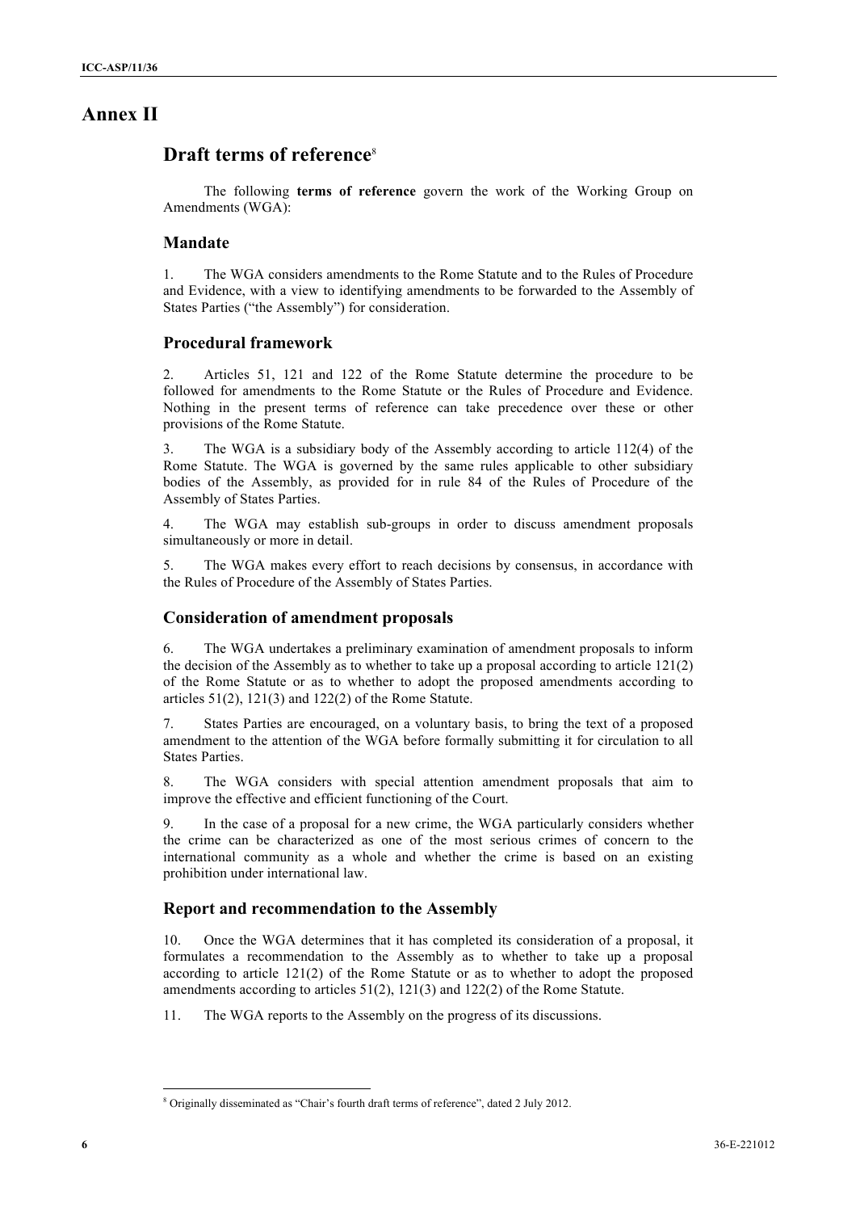# Annex II

## Draft terms of reference[8]

The following **terms of reference** govern the work of the Working Group on Amendments (WGA):

### Mandate

1. The WGA considers amendments to the Rome Statute and to the Rules of Procedure and Evidence, with a view to identifying amendments to be forwarded to the Assembly of States Parties ("the Assembly") for consideration.

### Procedural framework

2. Articles 51, 121 and 122 of the Rome Statute determine the procedure to be followed for amendments to the Rome Statute or the Rules of Procedure and Evidence. Nothing in the present terms of reference can take precedence over these or other provisions of the Rome Statute.

3. The WGA is a subsidiary body of the Assembly according to article 112(4) of the Rome Statute. The WGA is governed by the same rules applicable to other subsidiary bodies of the Assembly, as provided for in rule 84 of the Rules of Procedure of the Assembly of States Parties.

4. The WGA may establish sub-groups in order to discuss amendment proposals simultaneously or more in detail.

5. The WGA makes every effort to reach decisions by consensus, in accordance with the Rules of Procedure of the Assembly of States Parties.

### Consideration of amendment proposals

6. The WGA undertakes a preliminary examination of amendment proposals to inform the decision of the Assembly as to whether to take up a proposal according to article 121(2) of the Rome Statute or as to whether to adopt the proposed amendments according to articles 51(2), 121(3) and 122(2) of the Rome Statute.

7. States Parties are encouraged, on a voluntary basis, to bring the text of a proposed amendment to the attention of the WGA before formally submitting it for circulation to all States Parties.

8. The WGA considers with special attention amendment proposals that aim to improve the effective and efficient functioning of the Court.

9. In the case of a proposal for a new crime, the WGA particularly considers whether the crime can be characterized as one of the most serious crimes of concern to the international community as a whole and whether the crime is based on an existing prohibition under international law.

### Report and recommendation to the Assembly

10. Once the WGA determines that it has completed its consideration of a proposal, it formulates a recommendation to the Assembly as to whether to take up a proposal according to article 121(2) of the Rome Statute or as to whether to adopt the proposed amendments according to articles 51(2), 121(3) and 122(2) of the Rome Statute.

11. The WGA reports to the Assembly on the progress of its discussions.

---

[8] Originally disseminated as "Chair's fourth draft terms of reference", dated 2 July 2012.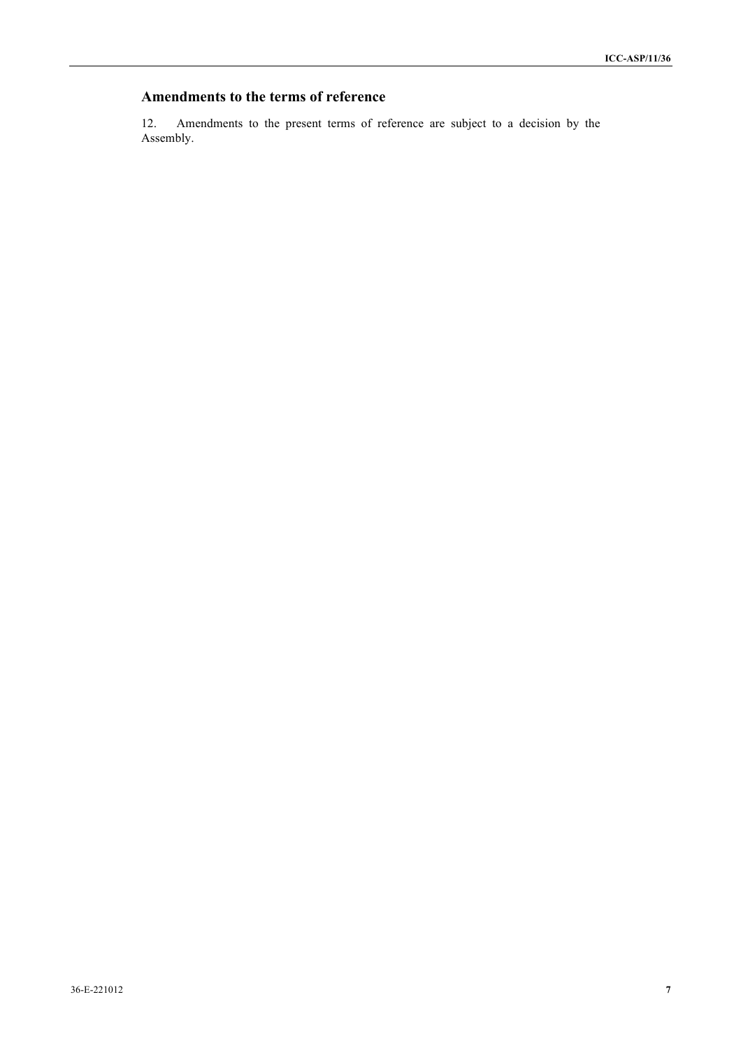## Amendments to the terms of reference

12. Amendments to the present terms of reference are subject to a decision by the Assembly.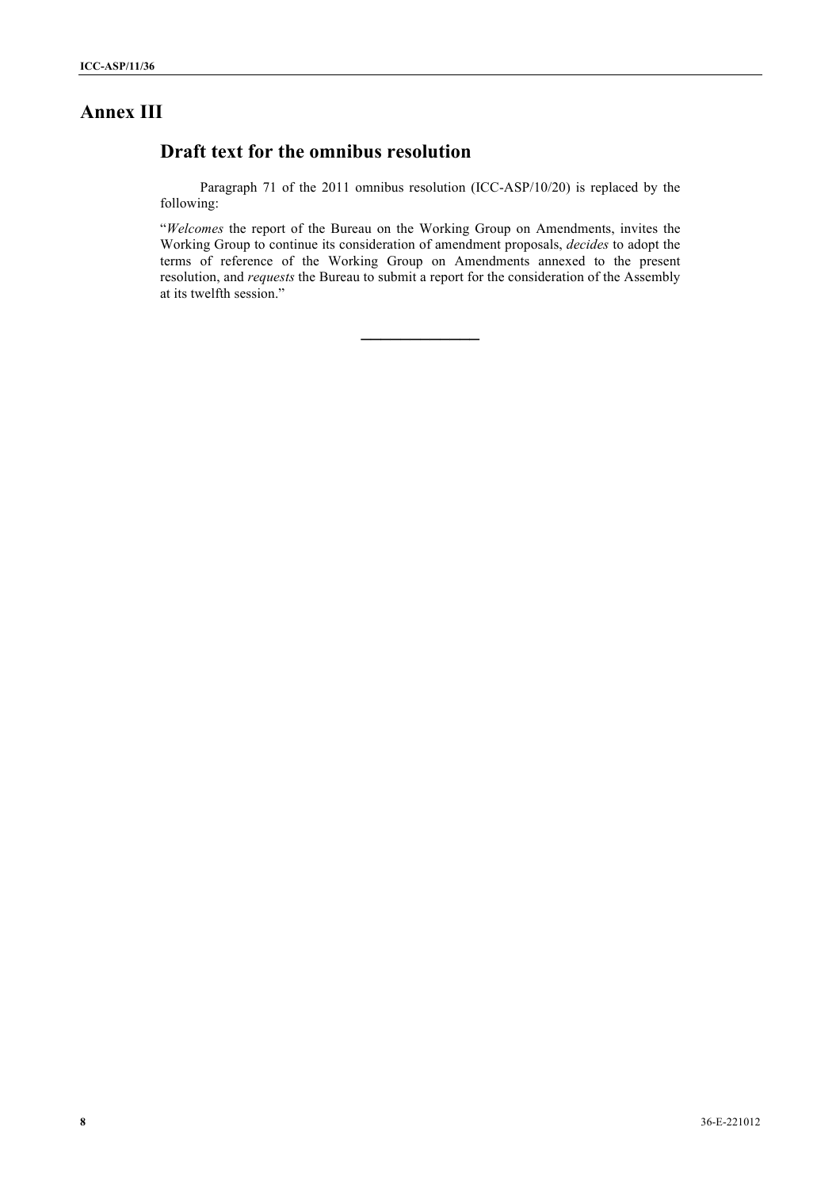# Annex III

## Draft text for the omnibus resolution

Paragraph 71 of the 2011 omnibus resolution (ICC-ASP/10/20) is replaced by the following:

"*Welcomes* the report of the Bureau on the Working Group on Amendments, invites the Working Group to continue its consideration of amendment proposals, *decides* to adopt the terms of reference of the Working Group on Amendments annexed to the present resolution, and *requests* the Bureau to submit a report for the consideration of the Assembly at its twelfth session."